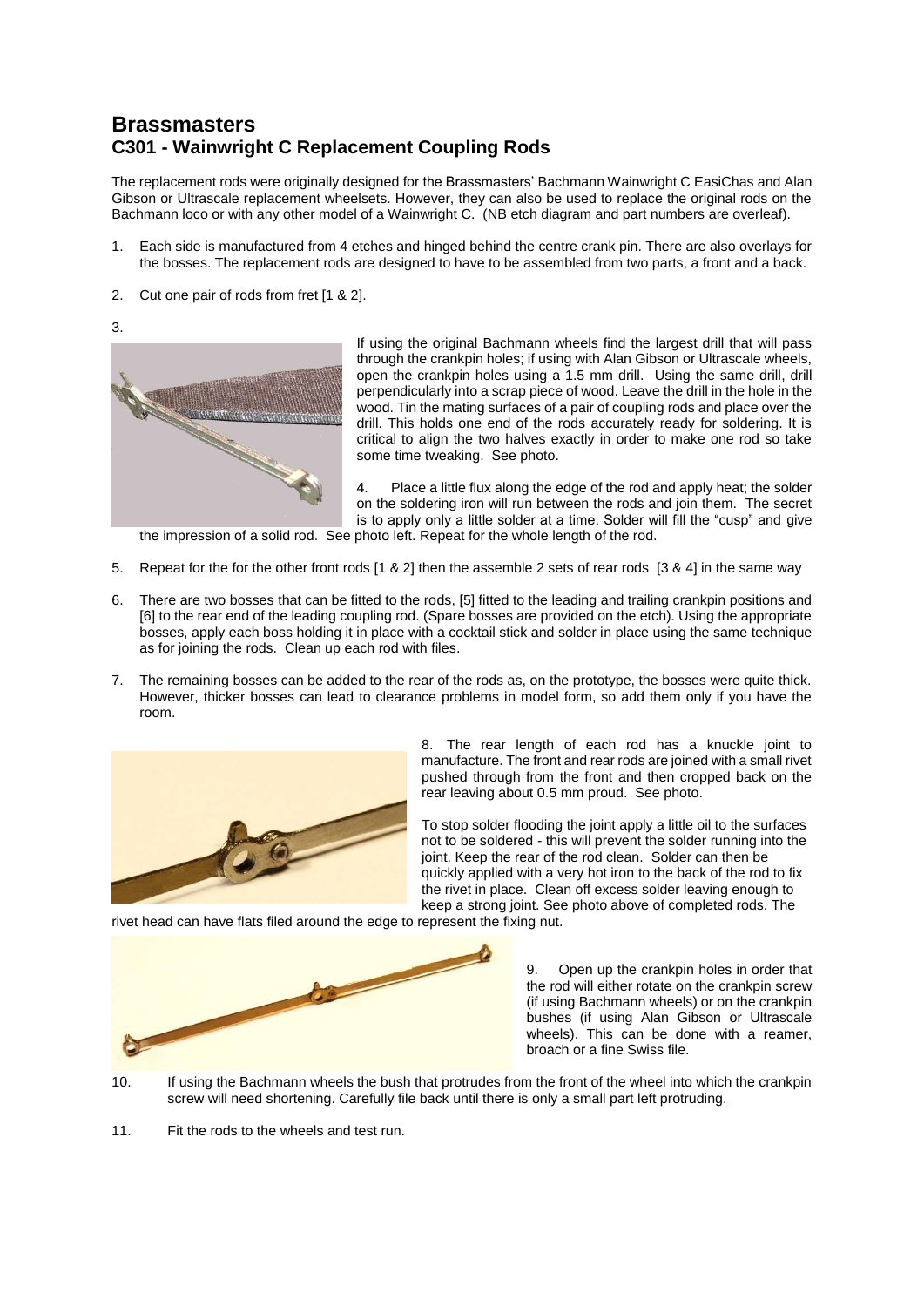# Brassmasters

## C301 - Wainwright C Replacement Coupling Rods

The replacement rods were originally designed for the Brassmasters' Bachmann Wainwright C EasiChas and Alan Gibson or Ultrascale replacement wheelsets. However, they can also be used to replace the original rods on the Bachmann loco or with any other model of a Wainwright C. (NB etch diagram and part numbers are overleaf).

1. Each side is manufactured from 4 etches and hinged behind the centre crank pin. There are also overlays for the bosses. The replacement rods are designed to have to be assembled from two parts, a front and a back.

2. Cut one pair of rods from fret [1 & 2].

3. If using the original Bachmann wheels find the largest drill that will pass through the crankpin holes; if using with Alan Gibson or Ultrascale wheels, open the crankpin holes using a 1.5 mm drill. Using the same drill, drill perpendicularly into a scrap piece of wood. Leave the drill in the hole in the wood. Tin the mating surfaces of a pair of coupling rods and place over the drill. This holds one end of the rods accurately ready for soldering. It is critical to align the two halves exactly in order to make one rod so take some time tweaking. See photo.

4. Place a little flux along the edge of the rod and apply heat; the solder on the soldering iron will run between the rods and join them. The secret is to apply only a little solder at a time. Solder will fill the "cusp" and give the impression of a solid rod. See photo left. Repeat for the whole length of the rod.

5. Repeat for the for the other front rods [1 & 2] then the assemble 2 sets of rear rods [3 & 4] in the same way

6. There are two bosses that can be fitted to the rods, [5] fitted to the leading and trailing crankpin positions and [6] to the rear end of the leading coupling rod. (Spare bosses are provided on the etch). Using the appropriate bosses, apply each boss holding it in place with a cocktail stick and solder in place using the same technique as for joining the rods. Clean up each rod with files.

7. The remaining bosses can be added to the rear of the rods as, on the prototype, the bosses were quite thick. However, thicker bosses can lead to clearance problems in model form, so add them only if you have the room.

8. The rear length of each rod has a knuckle joint to manufacture. The front and rear rods are joined with a small rivet pushed through from the front and then cropped back on the rear leaving about 0.5 mm proud. See photo.

   To stop solder flooding the joint apply a little oil to the surfaces not to be soldered - this will prevent the solder running into the joint. Keep the rear of the rod clean. Solder can then be quickly applied with a very hot iron to the back of the rod to fix the rivet in place. Clean off excess solder leaving enough to keep a strong joint. See photo above of completed rods. The rivet head can have flats filed around the edge to represent the fixing nut.

9. Open up the crankpin holes in order that the rod will either rotate on the crankpin screw (if using Bachmann wheels) or on the crankpin bushes (if using Alan Gibson or Ultrascale wheels). This can be done with a reamer, broach or a fine Swiss file.

10. If using the Bachmann wheels the bush that protrudes from the front of the wheel into which the crankpin screw will need shortening. Carefully file back until there is only a small part left protruding.

11. Fit the rods to the wheels and test run.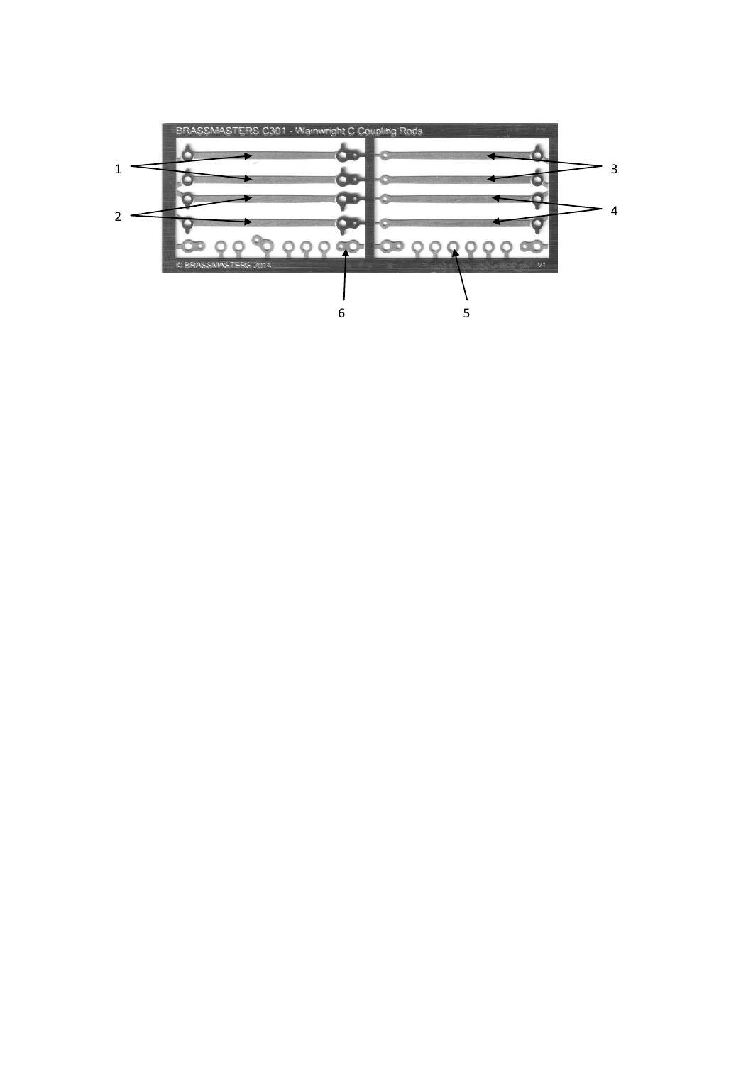BRASSMASTERS C301 - Wainwright C Coupling Rods

1

2

3

4

© BRASSMASTERS 2014

V1

6

5